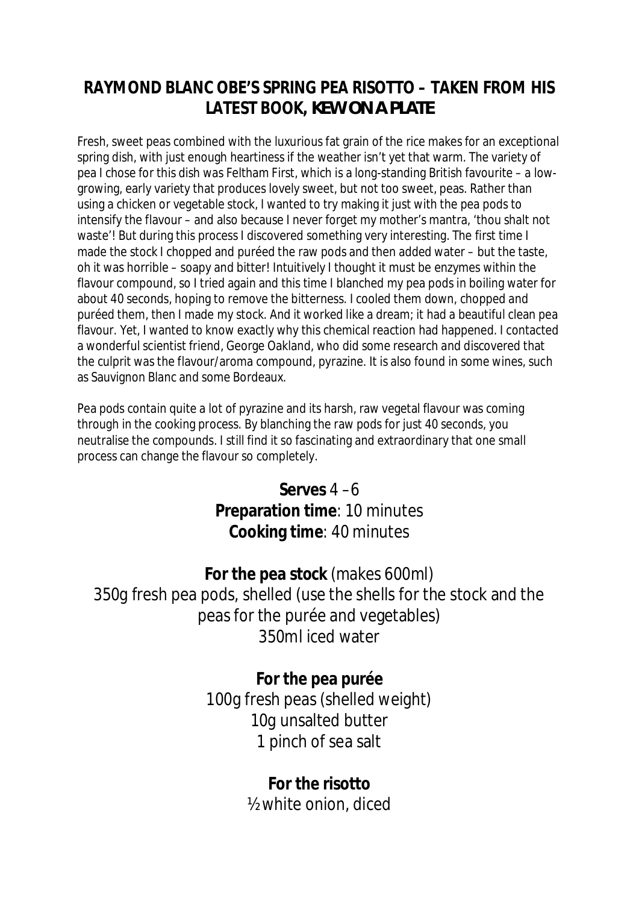## RAYMOND BLANC OBE'S SPRING PEA RISOTTO – TAKEN FROM HIS LATEST BOOK, *KEW ON A PLATE*

Fresh, sweet peas combined with the luxurious fat grain of the rice makes for an exceptional spring dish, with just enough heartiness if the weather isn't yet that warm. The variety of pea I chose for this dish was Feltham First, which is a long-standing British favourite – a low-growing, early variety that produces lovely sweet, but not too sweet, peas. Rather than using a chicken or vegetable stock, I wanted to try making it just with the pea pods to intensify the flavour – and also because I never forget my mother's mantra, 'thou shalt not waste'! But during this process I discovered something very interesting. The first time I made the stock I chopped and puréed the raw pods and then added water – but the taste, oh it was horrible – soapy and bitter! Intuitively I thought it must be enzymes within the flavour compound, so I tried again and this time I blanched my pea pods in boiling water for about 40 seconds, hoping to remove the bitterness. I cooled them down, chopped and puréed them, then I made my stock. And it worked like a dream; it had a beautiful clean pea flavour. Yet, I wanted to know exactly why this chemical reaction had happened. I contacted a wonderful scientist friend, George Oakland, who did some research and discovered that the culprit was the flavour/aroma compound, pyrazine. It is also found in some wines, such as Sauvignon Blanc and some Bordeaux.

Pea pods contain quite a lot of pyrazine and its harsh, raw vegetal flavour was coming through in the cooking process. By blanching the raw pods for just 40 seconds, you neutralise the compounds. I still find it so fascinating and extraordinary that one small process can change the flavour so completely.

**Serves** 4 – 6
**Preparation time**: 10 minutes
**Cooking time**: 40 minutes

**For the pea stock** (makes 600ml)

350g fresh pea pods, shelled (use the shells for the stock and the peas for the purée and vegetables)

350ml iced water

**For the pea purée**

100g fresh peas (shelled weight)

10g unsalted butter

1 pinch of sea salt

**For the risotto**

½ white onion, diced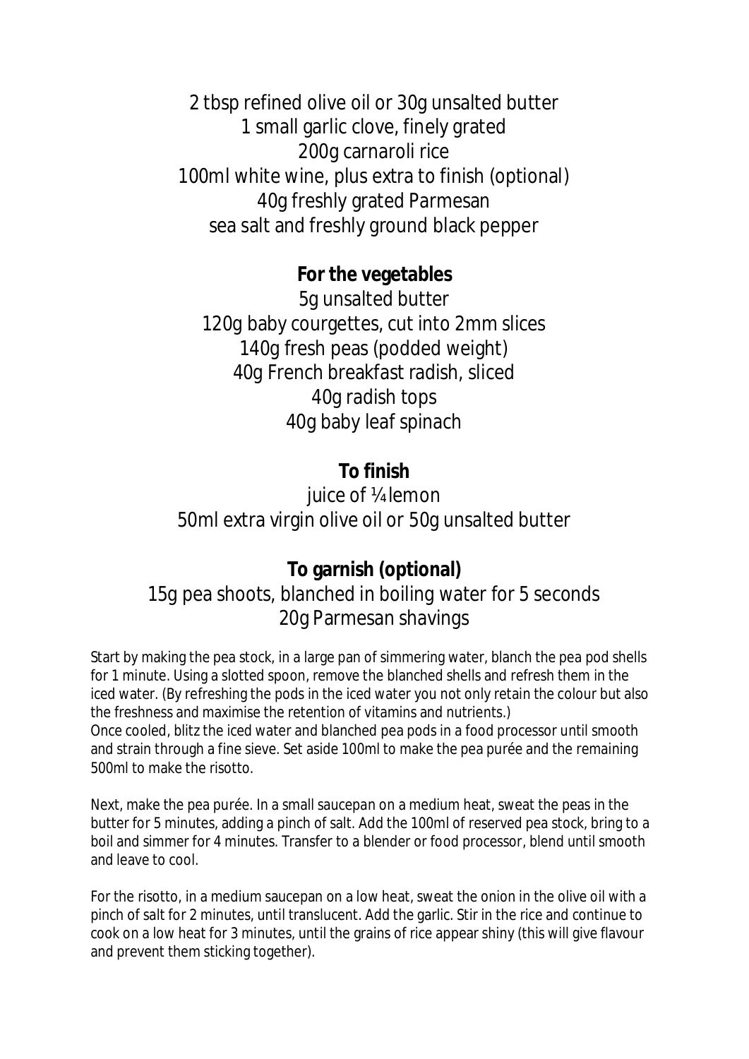2 tbsp refined olive oil or 30g unsalted butter
1 small garlic clove, finely grated
200g carnaroli rice
100ml white wine, plus extra to finish (optional)
40g freshly grated Parmesan
sea salt and freshly ground black pepper

**For the vegetables**

5g unsalted butter
120g baby courgettes, cut into 2mm slices
140g fresh peas (podded weight)
40g French breakfast radish, sliced
40g radish tops
40g baby leaf spinach

**To finish**

juice of ¼ lemon
50ml extra virgin olive oil or 50g unsalted butter

**To garnish (optional)**

15g pea shoots, blanched in boiling water for 5 seconds
20g Parmesan shavings

Start by making the pea stock, in a large pan of simmering water, blanch the pea pod shells for 1 minute. Using a slotted spoon, remove the blanched shells and refresh them in the iced water. (By refreshing the pods in the iced water you not only retain the colour but also the freshness and maximise the retention of vitamins and nutrients.)
Once cooled, blitz the iced water and blanched pea pods in a food processor until smooth and strain through a fine sieve. Set aside 100ml to make the pea purée and the remaining 500ml to make the risotto.

Next, make the pea purée. In a small saucepan on a medium heat, sweat the peas in the butter for 5 minutes, adding a pinch of salt. Add the 100ml of reserved pea stock, bring to a boil and simmer for 4 minutes. Transfer to a blender or food processor, blend until smooth and leave to cool.

For the risotto, in a medium saucepan on a low heat, sweat the onion in the olive oil with a pinch of salt for 2 minutes, until translucent. Add the garlic. Stir in the rice and continue to cook on a low heat for 3 minutes, until the grains of rice appear shiny (this will give flavour and prevent them sticking together).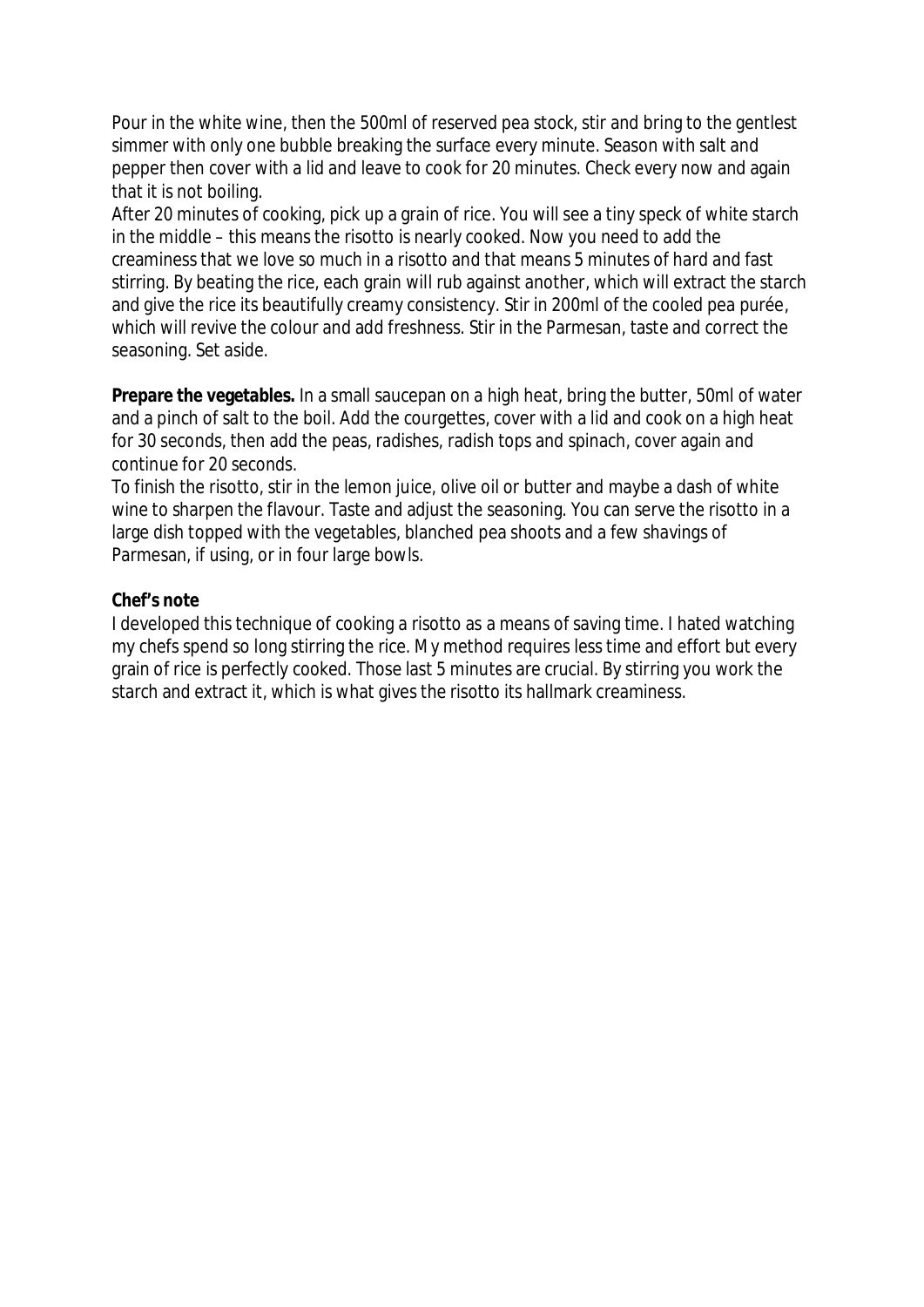Pour in the white wine, then the 500ml of reserved pea stock, stir and bring to the gentlest simmer with only one bubble breaking the surface every minute. Season with salt and pepper then cover with a lid and leave to cook for 20 minutes. Check every now and again that it is not boiling.

After 20 minutes of cooking, pick up a grain of rice. You will see a tiny speck of white starch in the middle – this means the risotto is nearly cooked. Now you need to add the creaminess that we love so much in a risotto and that means 5 minutes of hard and fast stirring. By beating the rice, each grain will rub against another, which will extract the starch and give the rice its beautifully creamy consistency. Stir in 200ml of the cooled pea purée, which will revive the colour and add freshness. Stir in the Parmesan, taste and correct the seasoning. Set aside.

**Prepare the vegetables.** In a small saucepan on a high heat, bring the butter, 50ml of water and a pinch of salt to the boil. Add the courgettes, cover with a lid and cook on a high heat for 30 seconds, then add the peas, radishes, radish tops and spinach, cover again and continue for 20 seconds.

To finish the risotto, stir in the lemon juice, olive oil or butter and maybe a dash of white wine to sharpen the flavour. Taste and adjust the seasoning. You can serve the risotto in a large dish topped with the vegetables, blanched pea shoots and a few shavings of Parmesan, if using, or in four large bowls.

**Chef's note**

I developed this technique of cooking a risotto as a means of saving time. I hated watching my chefs spend so long stirring the rice. My method requires less time and effort but every grain of rice is perfectly cooked. Those last 5 minutes are crucial. By stirring you work the starch and extract it, which is what gives the risotto its hallmark creaminess.